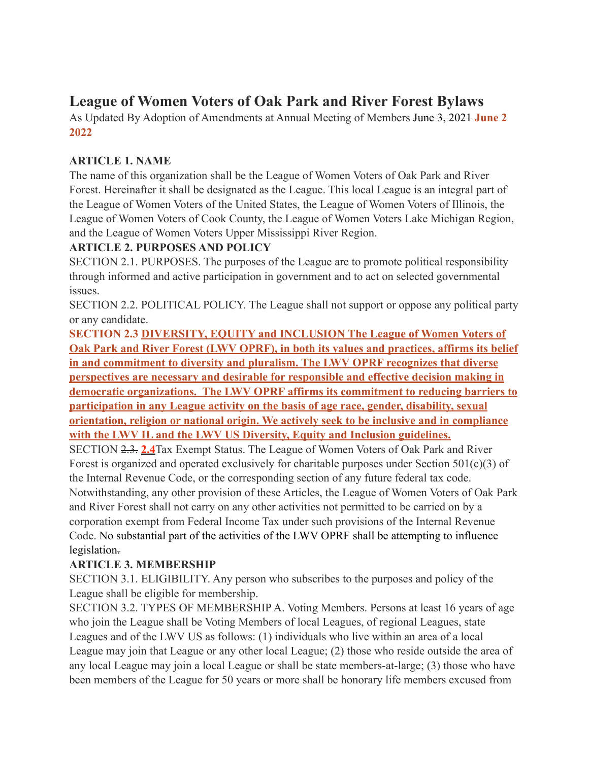# League of Women Voters of Oak Park and River Forest Bylaws

As Updated By Adoption of Amendments at Annual Meeting of Members ~~June 3, 2021~~ **June 2 2022**

**ARTICLE 1. NAME**

The name of this organization shall be the League of Women Voters of Oak Park and River Forest. Hereinafter it shall be designated as the League. This local League is an integral part of the League of Women Voters of the United States, the League of Women Voters of Illinois, the League of Women Voters of Cook County, the League of Women Voters Lake Michigan Region, and the League of Women Voters Upper Mississippi River Region.

**ARTICLE 2. PURPOSES AND POLICY**

SECTION 2.1. PURPOSES. The purposes of the League are to promote political responsibility through informed and active participation in government and to act on selected governmental issues.

SECTION 2.2. POLITICAL POLICY. The League shall not support or oppose any political party or any candidate.

**SECTION 2.3 <u>DIVERSITY, EQUITY and INCLUSION The League of Women Voters of Oak Park and River Forest (LWV OPRF), in both its values and practices, affirms its belief in and commitment to diversity and pluralism. The LWV OPRF recognizes that diverse perspectives are necessary and desirable for responsible and effective decision making in democratic organizations. The LWV OPRF affirms its commitment to reducing barriers to participation in any League activity on the basis of age race, gender, disability, sexual orientation, religion or national origin. We actively seek to be inclusive and in compliance with the LWV IL and the LWV US Diversity, Equity and Inclusion guidelines.</u>**

SECTION ~~2.3.~~ **<u>2.4</u>**Tax Exempt Status. The League of Women Voters of Oak Park and River Forest is organized and operated exclusively for charitable purposes under Section 501(c)(3) of the Internal Revenue Code, or the corresponding section of any future federal tax code. Notwithstanding, any other provision of these Articles, the League of Women Voters of Oak Park and River Forest shall not carry on any other activities not permitted to be carried on by a corporation exempt from Federal Income Tax under such provisions of the Internal Revenue Code. No substantial part of the activities of the LWV OPRF shall be attempting to influence legislation~~.~~

**ARTICLE 3. MEMBERSHIP**

SECTION 3.1. ELIGIBILITY. Any person who subscribes to the purposes and policy of the League shall be eligible for membership.

SECTION 3.2. TYPES OF MEMBERSHIP A. Voting Members. Persons at least 16 years of age who join the League shall be Voting Members of local Leagues, of regional Leagues, state Leagues and of the LWV US as follows: (1) individuals who live within an area of a local League may join that League or any other local League; (2) those who reside outside the area of any local League may join a local League or shall be state members-at-large; (3) those who have been members of the League for 50 years or more shall be honorary life members excused from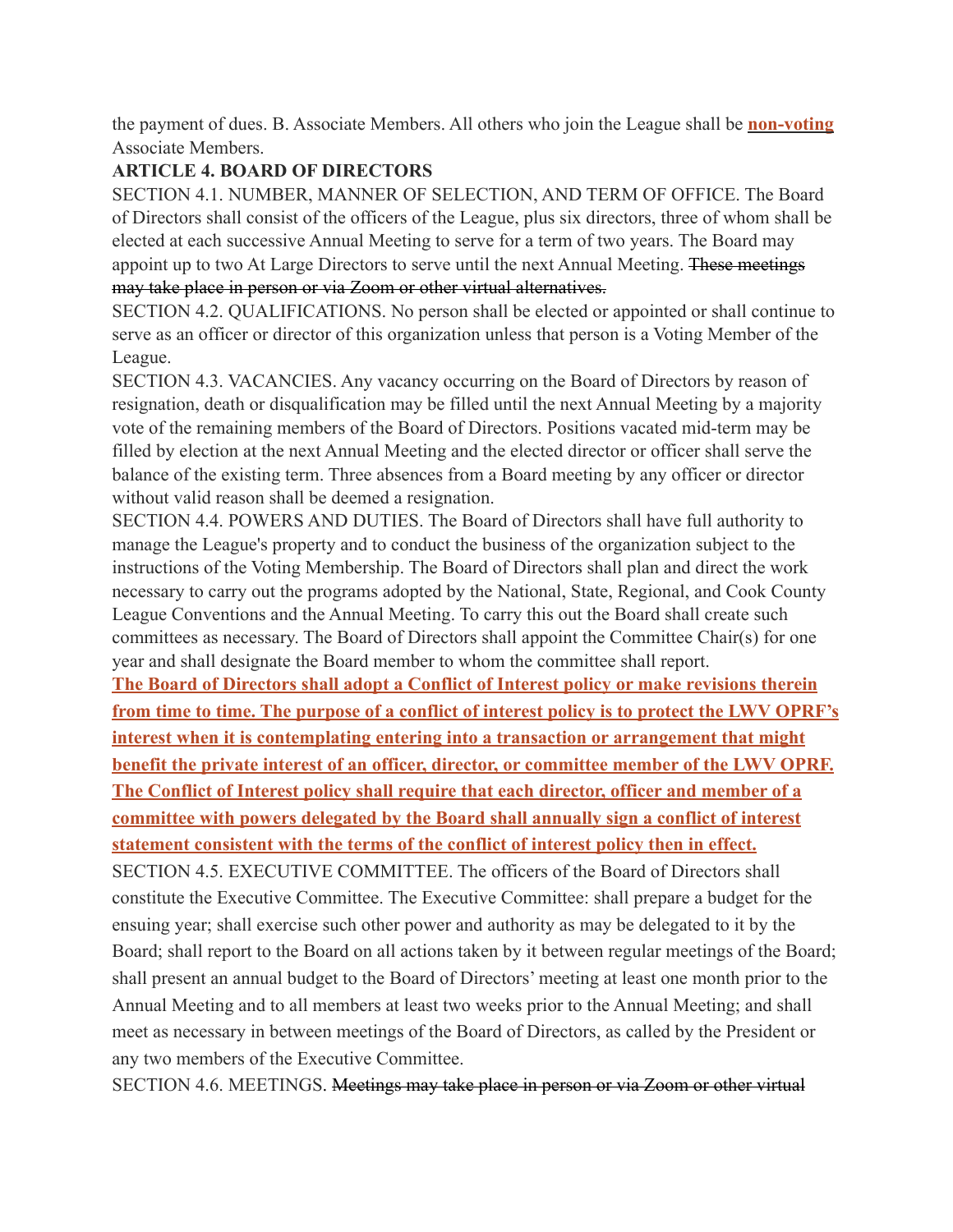the payment of dues. B. Associate Members. All others who join the League shall be **<u>non-voting</u>** Associate Members.

**ARTICLE 4. BOARD OF DIRECTORS**

SECTION 4.1. NUMBER, MANNER OF SELECTION, AND TERM OF OFFICE. The Board of Directors shall consist of the officers of the League, plus six directors, three of whom shall be elected at each successive Annual Meeting to serve for a term of two years. The Board may appoint up to two At Large Directors to serve until the next Annual Meeting. ~~These meetings may take place in person or via Zoom or other virtual alternatives.~~

SECTION 4.2. QUALIFICATIONS. No person shall be elected or appointed or shall continue to serve as an officer or director of this organization unless that person is a Voting Member of the League.

SECTION 4.3. VACANCIES. Any vacancy occurring on the Board of Directors by reason of resignation, death or disqualification may be filled until the next Annual Meeting by a majority vote of the remaining members of the Board of Directors. Positions vacated mid-term may be filled by election at the next Annual Meeting and the elected director or officer shall serve the balance of the existing term. Three absences from a Board meeting by any officer or director without valid reason shall be deemed a resignation.

SECTION 4.4. POWERS AND DUTIES. The Board of Directors shall have full authority to manage the League's property and to conduct the business of the organization subject to the instructions of the Voting Membership. The Board of Directors shall plan and direct the work necessary to carry out the programs adopted by the National, State, Regional, and Cook County League Conventions and the Annual Meeting. To carry this out the Board shall create such committees as necessary. The Board of Directors shall appoint the Committee Chair(s) for one year and shall designate the Board member to whom the committee shall report.

**<u>The Board of Directors shall adopt a Conflict of Interest policy or make revisions therein from time to time. The purpose of a conflict of interest policy is to protect the LWV OPRF's interest when it is contemplating entering into a transaction or arrangement that might benefit the private interest of an officer, director, or committee member of the LWV OPRF. The Conflict of Interest policy shall require that each director, officer and member of a committee with powers delegated by the Board shall annually sign a conflict of interest statement consistent with the terms of the conflict of interest policy then in effect.</u>**

SECTION 4.5. EXECUTIVE COMMITTEE. The officers of the Board of Directors shall constitute the Executive Committee. The Executive Committee: shall prepare a budget for the ensuing year; shall exercise such other power and authority as may be delegated to it by the Board; shall report to the Board on all actions taken by it between regular meetings of the Board; shall present an annual budget to the Board of Directors' meeting at least one month prior to the Annual Meeting and to all members at least two weeks prior to the Annual Meeting; and shall meet as necessary in between meetings of the Board of Directors, as called by the President or any two members of the Executive Committee.

SECTION 4.6. MEETINGS. ~~Meetings may take place in person or via Zoom or other virtual~~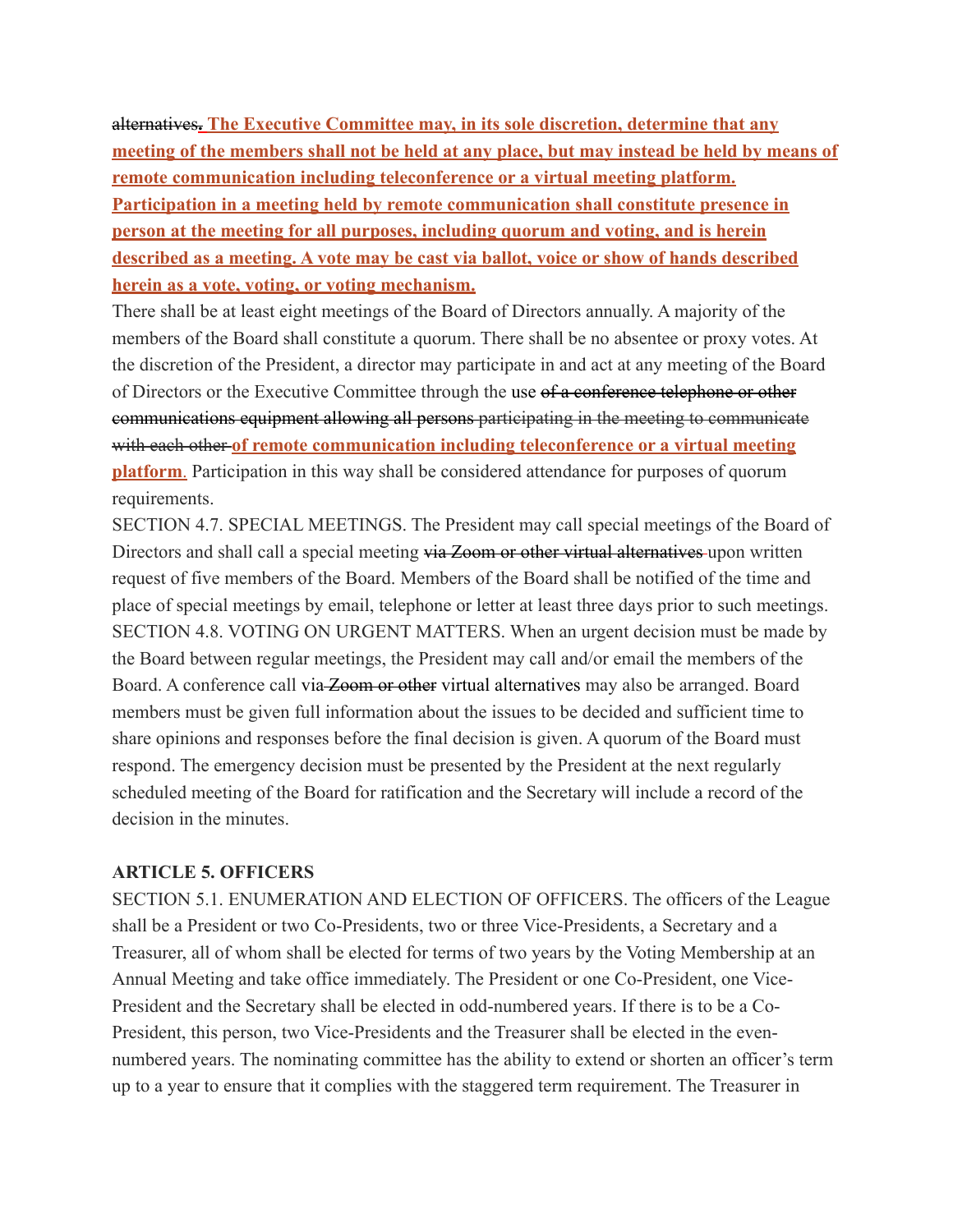~~alternatives~~**.** **The Executive Committee may, in its sole discretion, determine that any meeting of the members shall not be held at any place, but may instead be held by means of remote communication including teleconference or a virtual meeting platform. Participation in a meeting held by remote communication shall constitute presence in person at the meeting for all purposes, including quorum and voting, and is herein described as a meeting. A vote may be cast via ballot, voice or show of hands described herein as a vote, voting, or voting mechanism.**

There shall be at least eight meetings of the Board of Directors annually. A majority of the members of the Board shall constitute a quorum. There shall be no absentee or proxy votes. At the discretion of the President, a director may participate in and act at any meeting of the Board of Directors or the Executive Committee through the use ~~of a conference telephone or other communications equipment allowing all persons participating in the meeting to communicate with each other~~ **of remote communication including teleconference or a virtual meeting platform**. Participation in this way shall be considered attendance for purposes of quorum requirements.

SECTION 4.7. SPECIAL MEETINGS. The President may call special meetings of the Board of Directors and shall call a special meeting ~~via Zoom or other virtual alternatives~~ upon written request of five members of the Board. Members of the Board shall be notified of the time and place of special meetings by email, telephone or letter at least three days prior to such meetings.

SECTION 4.8. VOTING ON URGENT MATTERS. When an urgent decision must be made by the Board between regular meetings, the President may call and/or email the members of the Board. A conference call via ~~Zoom or other~~ virtual alternatives may also be arranged. Board members must be given full information about the issues to be decided and sufficient time to share opinions and responses before the final decision is given. A quorum of the Board must respond. The emergency decision must be presented by the President at the next regularly scheduled meeting of the Board for ratification and the Secretary will include a record of the decision in the minutes.

## ARTICLE 5. OFFICERS

SECTION 5.1. ENUMERATION AND ELECTION OF OFFICERS. The officers of the League shall be a President or two Co-Presidents, two or three Vice-Presidents, a Secretary and a Treasurer, all of whom shall be elected for terms of two years by the Voting Membership at an Annual Meeting and take office immediately. The President or one Co-President, one Vice-President and the Secretary shall be elected in odd-numbered years. If there is to be a Co-President, this person, two Vice-Presidents and the Treasurer shall be elected in the even-numbered years. The nominating committee has the ability to extend or shorten an officer's term up to a year to ensure that it complies with the staggered term requirement. The Treasurer in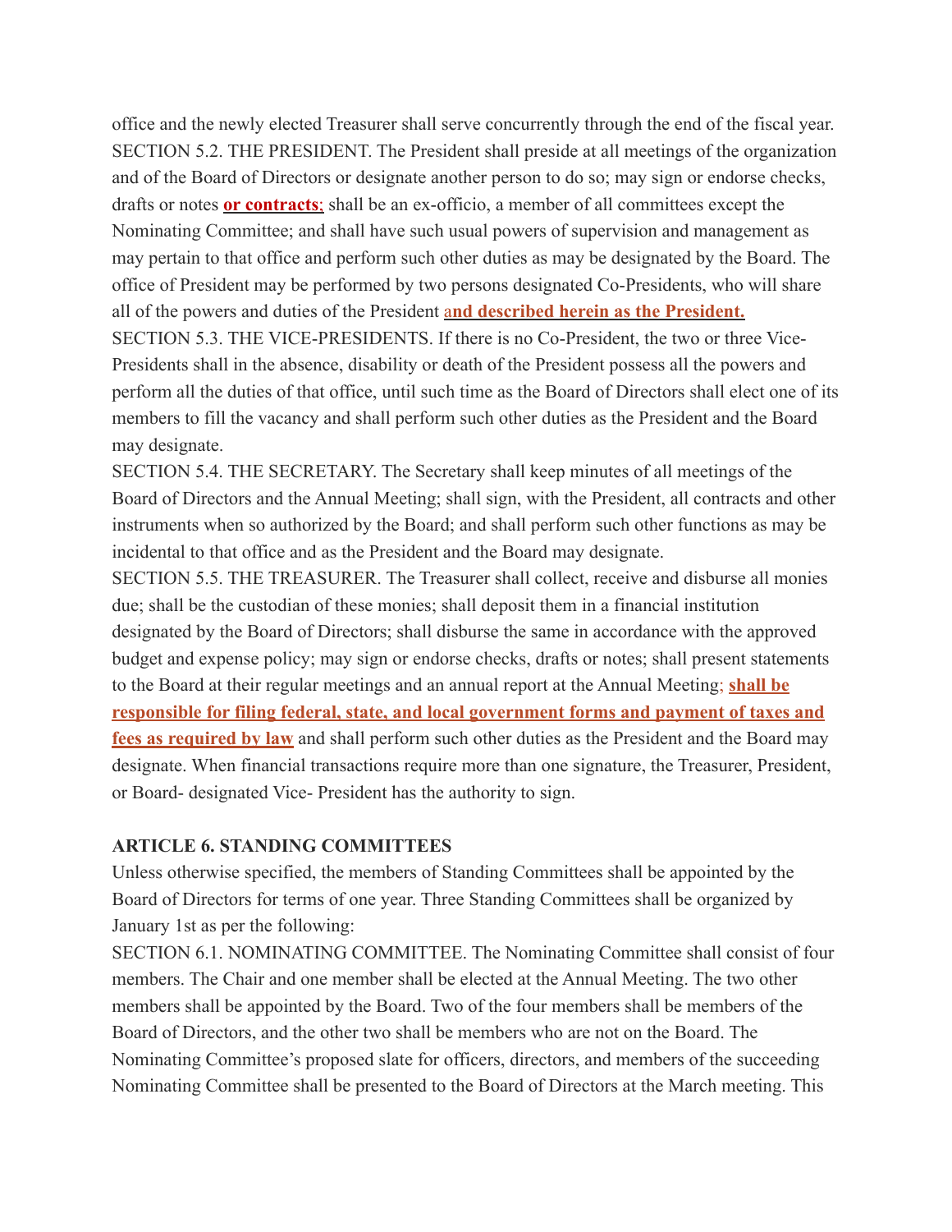office and the newly elected Treasurer shall serve concurrently through the end of the fiscal year.

SECTION 5.2. THE PRESIDENT. The President shall preside at all meetings of the organization and of the Board of Directors or designate another person to do so; may sign or endorse checks, drafts or notes **or contracts**; shall be an ex-officio, a member of all committees except the Nominating Committee; and shall have such usual powers of supervision and management as may pertain to that office and perform such other duties as may be designated by the Board. The office of President may be performed by two persons designated Co-Presidents, who will share all of the powers and duties of the President **and described herein as the President.**

SECTION 5.3. THE VICE-PRESIDENTS. If there is no Co-President, the two or three Vice-Presidents shall in the absence, disability or death of the President possess all the powers and perform all the duties of that office, until such time as the Board of Directors shall elect one of its members to fill the vacancy and shall perform such other duties as the President and the Board may designate.

SECTION 5.4. THE SECRETARY. The Secretary shall keep minutes of all meetings of the Board of Directors and the Annual Meeting; shall sign, with the President, all contracts and other instruments when so authorized by the Board; and shall perform such other functions as may be incidental to that office and as the President and the Board may designate.

SECTION 5.5. THE TREASURER. The Treasurer shall collect, receive and disburse all monies due; shall be the custodian of these monies; shall deposit them in a financial institution designated by the Board of Directors; shall disburse the same in accordance with the approved budget and expense policy; may sign or endorse checks, drafts or notes; shall present statements to the Board at their regular meetings and an annual report at the Annual Meeting; **shall be responsible for filing federal, state, and local government forms and payment of taxes and fees as required by law** and shall perform such other duties as the President and the Board may designate. When financial transactions require more than one signature, the Treasurer, President, or Board- designated Vice- President has the authority to sign.

## ARTICLE 6. STANDING COMMITTEES

Unless otherwise specified, the members of Standing Committees shall be appointed by the Board of Directors for terms of one year. Three Standing Committees shall be organized by January 1st as per the following:

SECTION 6.1. NOMINATING COMMITTEE. The Nominating Committee shall consist of four members. The Chair and one member shall be elected at the Annual Meeting. The two other members shall be appointed by the Board. Two of the four members shall be members of the Board of Directors, and the other two shall be members who are not on the Board. The Nominating Committee's proposed slate for officers, directors, and members of the succeeding Nominating Committee shall be presented to the Board of Directors at the March meeting. This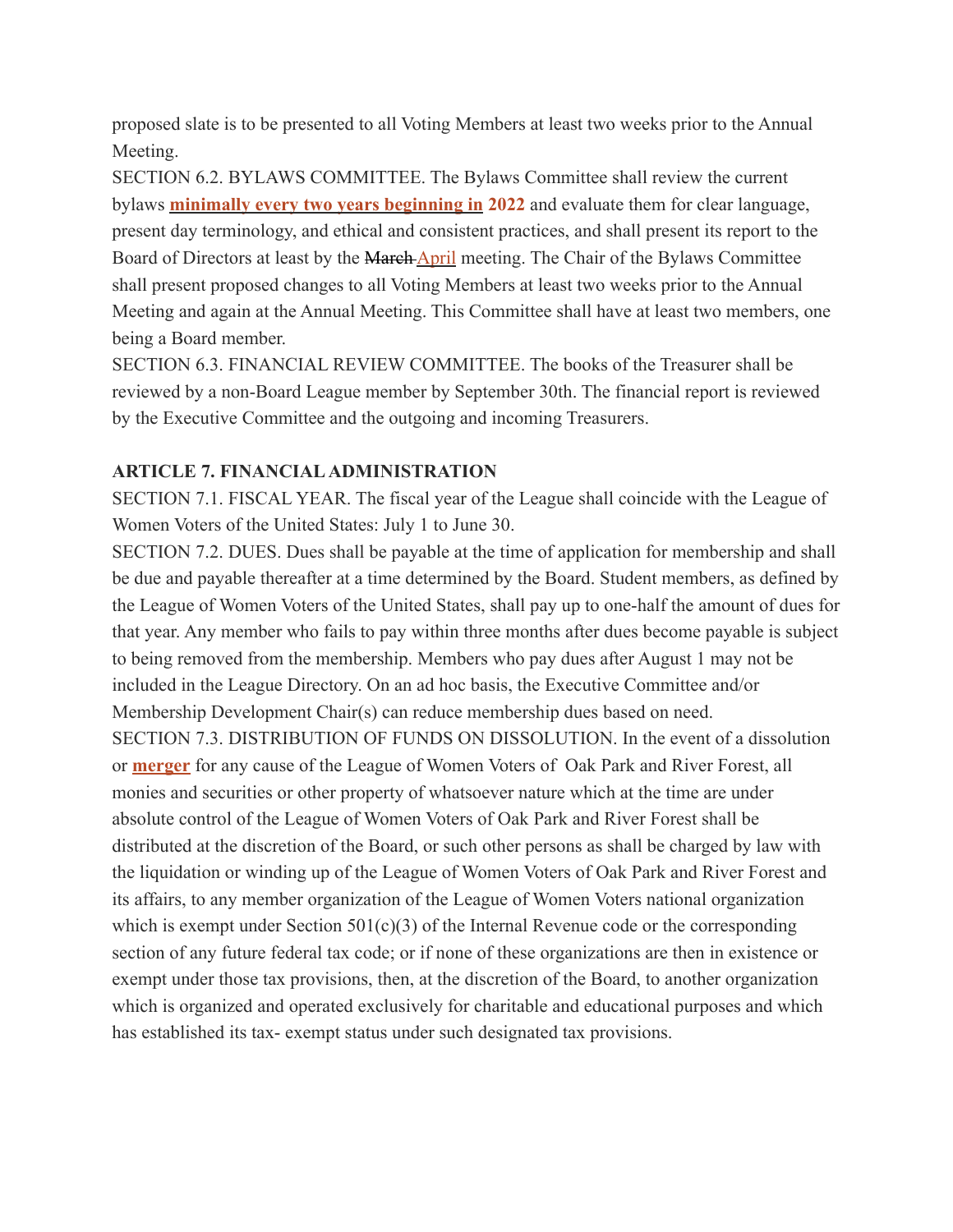proposed slate is to be presented to all Voting Members at least two weeks prior to the Annual Meeting.

SECTION 6.2. BYLAWS COMMITTEE. The Bylaws Committee shall review the current bylaws **minimally every two years beginning in 2022** and evaluate them for clear language, present day terminology, and ethical and consistent practices, and shall present its report to the Board of Directors at least by the ~~March~~ April meeting. The Chair of the Bylaws Committee shall present proposed changes to all Voting Members at least two weeks prior to the Annual Meeting and again at the Annual Meeting. This Committee shall have at least two members, one being a Board member.

SECTION 6.3. FINANCIAL REVIEW COMMITTEE. The books of the Treasurer shall be reviewed by a non-Board League member by September 30th. The financial report is reviewed by the Executive Committee and the outgoing and incoming Treasurers.

**ARTICLE 7. FINANCIAL ADMINISTRATION**

SECTION 7.1. FISCAL YEAR. The fiscal year of the League shall coincide with the League of Women Voters of the United States: July 1 to June 30.

SECTION 7.2. DUES. Dues shall be payable at the time of application for membership and shall be due and payable thereafter at a time determined by the Board. Student members, as defined by the League of Women Voters of the United States, shall pay up to one-half the amount of dues for that year. Any member who fails to pay within three months after dues become payable is subject to being removed from the membership. Members who pay dues after August 1 may not be included in the League Directory. On an ad hoc basis, the Executive Committee and/or Membership Development Chair(s) can reduce membership dues based on need.

SECTION 7.3. DISTRIBUTION OF FUNDS ON DISSOLUTION. In the event of a dissolution or **merger** for any cause of the League of Women Voters of Oak Park and River Forest, all monies and securities or other property of whatsoever nature which at the time are under absolute control of the League of Women Voters of Oak Park and River Forest shall be distributed at the discretion of the Board, or such other persons as shall be charged by law with the liquidation or winding up of the League of Women Voters of Oak Park and River Forest and its affairs, to any member organization of the League of Women Voters national organization which is exempt under Section 501(c)(3) of the Internal Revenue code or the corresponding section of any future federal tax code; or if none of these organizations are then in existence or exempt under those tax provisions, then, at the discretion of the Board, to another organization which is organized and operated exclusively for charitable and educational purposes and which has established its tax- exempt status under such designated tax provisions.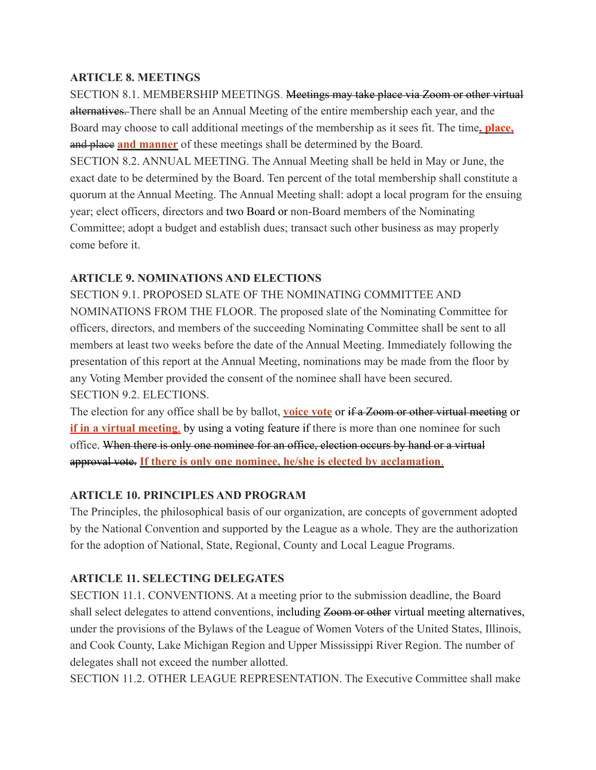**ARTICLE 8. MEETINGS**

SECTION 8.1. MEMBERSHIP MEETINGS. ~~Meetings may take place via Zoom or other virtual alternatives.~~ There shall be an Annual Meeting of the entire membership each year, and the Board may choose to call additional meetings of the membership as it sees fit. The time**, place,** ~~and place~~ **and manner** of these meetings shall be determined by the Board.

SECTION 8.2. ANNUAL MEETING. The Annual Meeting shall be held in May or June, the exact date to be determined by the Board. Ten percent of the total membership shall constitute a quorum at the Annual Meeting. The Annual Meeting shall: adopt a local program for the ensuing year; elect officers, directors and two Board or non-Board members of the Nominating Committee; adopt a budget and establish dues; transact such other business as may properly come before it.

**ARTICLE 9. NOMINATIONS AND ELECTIONS**

SECTION 9.1. PROPOSED SLATE OF THE NOMINATING COMMITTEE AND NOMINATIONS FROM THE FLOOR. The proposed slate of the Nominating Committee for officers, directors, and members of the succeeding Nominating Committee shall be sent to all members at least two weeks before the date of the Annual Meeting. Immediately following the presentation of this report at the Annual Meeting, nominations may be made from the floor by any Voting Member provided the consent of the nominee shall have been secured.

SECTION 9.2. ELECTIONS.

The election for any office shall be by ballot, **voice vote** or ~~if a Zoom or other virtual meeting~~ or **if in a virtual meeting,** by using a voting feature if there is more than one nominee for such office. ~~When there is only one nominee for an office, election occurs by hand or a virtual approval vote.~~ **If there is only one nominee, he/she is elected by acclamation**.

**ARTICLE 10. PRINCIPLES AND PROGRAM**

The Principles, the philosophical basis of our organization, are concepts of government adopted by the National Convention and supported by the League as a whole. They are the authorization for the adoption of National, State, Regional, County and Local League Programs.

**ARTICLE 11. SELECTING DELEGATES**

SECTION 11.1. CONVENTIONS. At a meeting prior to the submission deadline, the Board shall select delegates to attend conventions, including ~~Zoom or other~~ virtual meeting alternatives, under the provisions of the Bylaws of the League of Women Voters of the United States, Illinois, and Cook County, Lake Michigan Region and Upper Mississippi River Region. The number of delegates shall not exceed the number allotted.

SECTION 11.2. OTHER LEAGUE REPRESENTATION. The Executive Committee shall make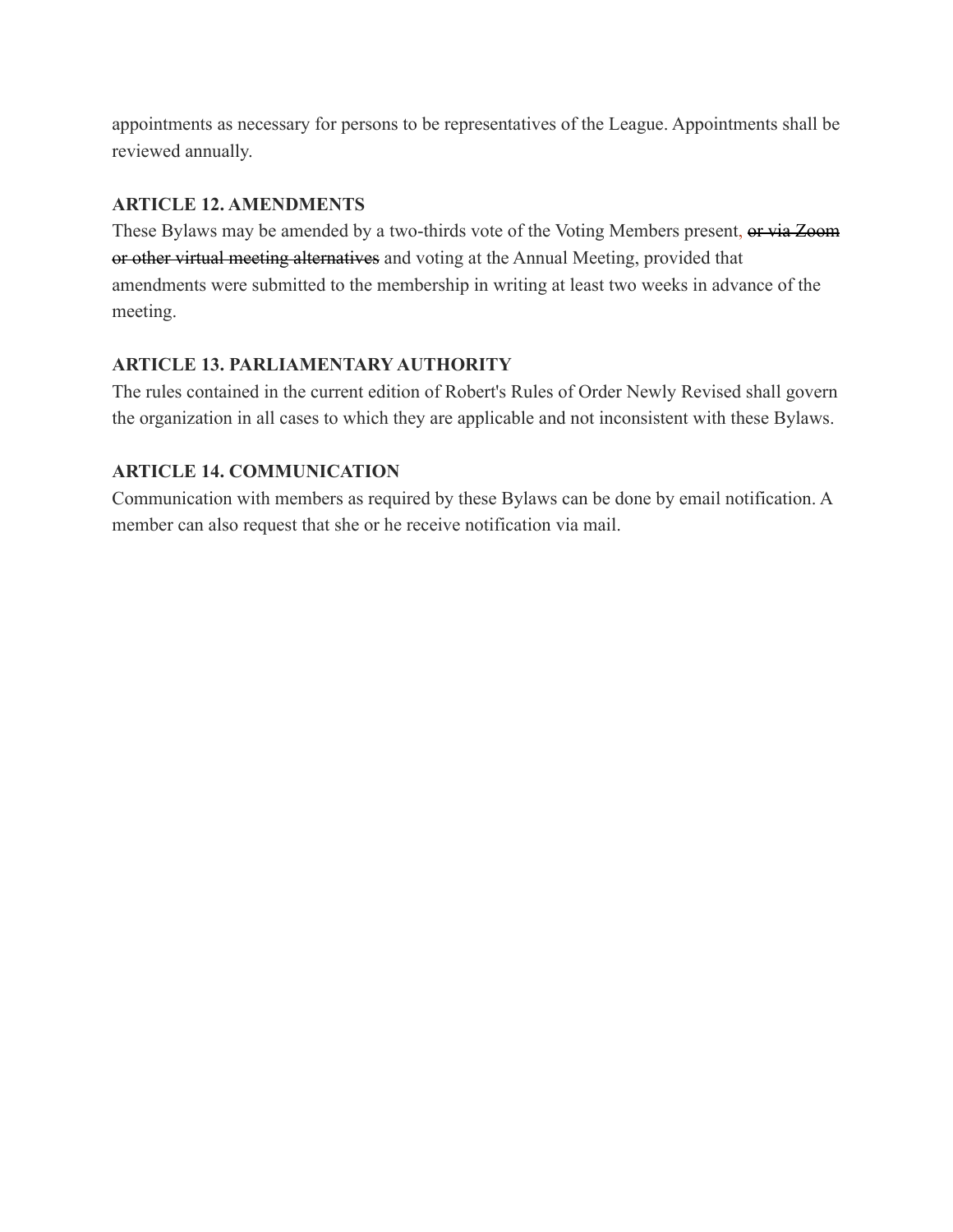appointments as necessary for persons to be representatives of the League. Appointments shall be reviewed annually.

**ARTICLE 12. AMENDMENTS**
These Bylaws may be amended by a two-thirds vote of the Voting Members present, ~~or via Zoom or other virtual meeting alternatives~~ and voting at the Annual Meeting, provided that amendments were submitted to the membership in writing at least two weeks in advance of the meeting.

**ARTICLE 13. PARLIAMENTARY AUTHORITY**
The rules contained in the current edition of Robert's Rules of Order Newly Revised shall govern the organization in all cases to which they are applicable and not inconsistent with these Bylaws.

**ARTICLE 14. COMMUNICATION**
Communication with members as required by these Bylaws can be done by email notification. A member can also request that she or he receive notification via mail.